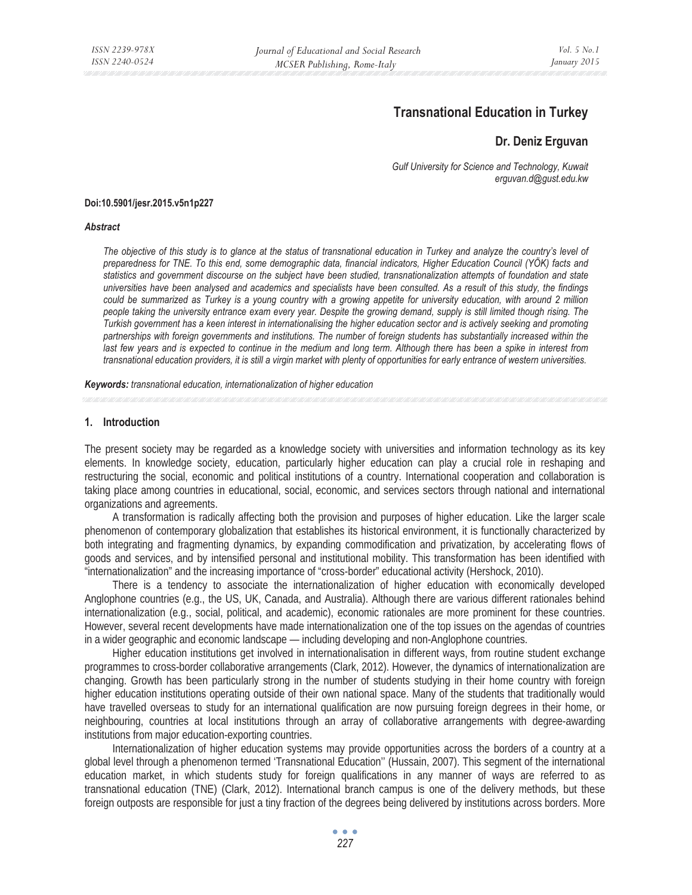# Transnational Education in Turkey

**Dr. Deniz Erguvan**

*Gulf University for Science and Technology, Kuwait*
*erguvan.d@gust.edu.kw*

**Doi:10.5901/jesr.2015.v5n1p227**

***Abstract***

*The objective of this study is to glance at the status of transnational education in Turkey and analyze the country's level of preparedness for TNE. To this end, some demographic data, financial indicators, Higher Education Council (YÖK) facts and statistics and government discourse on the subject have been studied, transnationalization attempts of foundation and state universities have been analysed and academics and specialists have been consulted. As a result of this study, the findings could be summarized as Turkey is a young country with a growing appetite for university education, with around 2 million people taking the university entrance exam every year. Despite the growing demand, supply is still limited though rising. The Turkish government has a keen interest in internationalising the higher education sector and is actively seeking and promoting partnerships with foreign governments and institutions. The number of foreign students has substantially increased within the last few years and is expected to continue in the medium and long term. Although there has been a spike in interest from transnational education providers, it is still a virgin market with plenty of opportunities for early entrance of western universities.*

***Keywords:** transnational education, internationalization of higher education*

## 1. Introduction

The present society may be regarded as a knowledge society with universities and information technology as its key elements. In knowledge society, education, particularly higher education can play a crucial role in reshaping and restructuring the social, economic and political institutions of a country. International cooperation and collaboration is taking place among countries in educational, social, economic, and services sectors through national and international organizations and agreements.

A transformation is radically affecting both the provision and purposes of higher education. Like the larger scale phenomenon of contemporary globalization that establishes its historical environment, it is functionally characterized by both integrating and fragmenting dynamics, by expanding commodification and privatization, by accelerating flows of goods and services, and by intensified personal and institutional mobility. This transformation has been identified with "internationalization" and the increasing importance of "cross-border" educational activity (Hershock, 2010).

There is a tendency to associate the internationalization of higher education with economically developed Anglophone countries (e.g., the US, UK, Canada, and Australia). Although there are various different rationales behind internationalization (e.g., social, political, and academic), economic rationales are more prominent for these countries. However, several recent developments have made internationalization one of the top issues on the agendas of countries in a wider geographic and economic landscape — including developing and non-Anglophone countries.

Higher education institutions get involved in internationalisation in different ways, from routine student exchange programmes to cross-border collaborative arrangements (Clark, 2012). However, the dynamics of internationalization are changing. Growth has been particularly strong in the number of students studying in their home country with foreign higher education institutions operating outside of their own national space. Many of the students that traditionally would have travelled overseas to study for an international qualification are now pursuing foreign degrees in their home, or neighbouring, countries at local institutions through an array of collaborative arrangements with degree-awarding institutions from major education-exporting countries.

Internationalization of higher education systems may provide opportunities across the borders of a country at a global level through a phenomenon termed 'Transnational Education'' (Hussain, 2007). This segment of the international education market, in which students study for foreign qualifications in any manner of ways are referred to as transnational education (TNE) (Clark, 2012). International branch campus is one of the delivery methods, but these foreign outposts are responsible for just a tiny fraction of the degrees being delivered by institutions across borders. More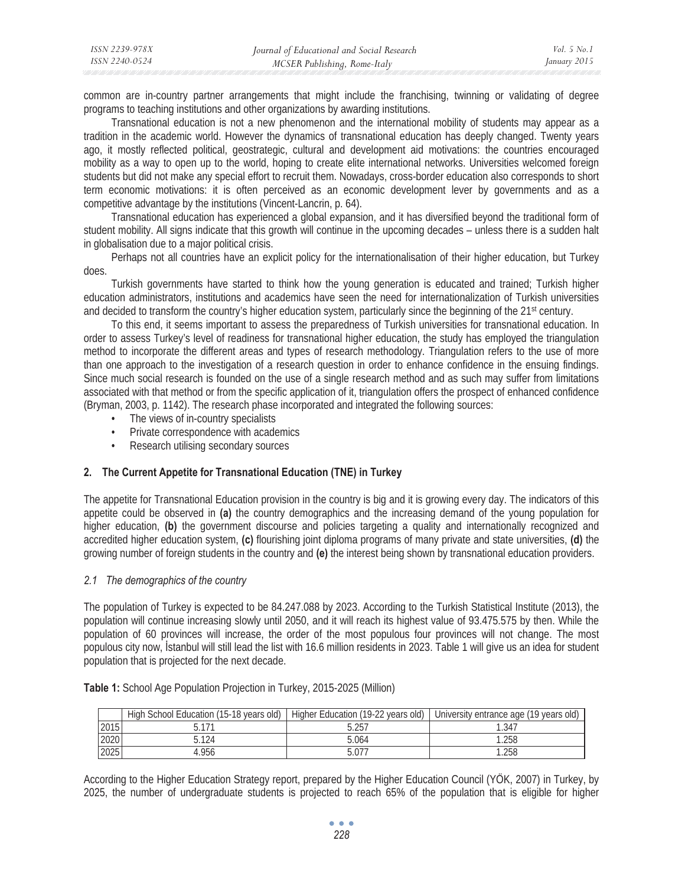common are in-country partner arrangements that might include the franchising, twinning or validating of degree programs to teaching institutions and other organizations by awarding institutions.

Transnational education is not a new phenomenon and the international mobility of students may appear as a tradition in the academic world. However the dynamics of transnational education has deeply changed. Twenty years ago, it mostly reflected political, geostrategic, cultural and development aid motivations: the countries encouraged mobility as a way to open up to the world, hoping to create elite international networks. Universities welcomed foreign students but did not make any special effort to recruit them. Nowadays, cross-border education also corresponds to short term economic motivations: it is often perceived as an economic development lever by governments and as a competitive advantage by the institutions (Vincent-Lancrin, p. 64).

Transnational education has experienced a global expansion, and it has diversified beyond the traditional form of student mobility. All signs indicate that this growth will continue in the upcoming decades – unless there is a sudden halt in globalisation due to a major political crisis.

Perhaps not all countries have an explicit policy for the internationalisation of their higher education, but Turkey does.

Turkish governments have started to think how the young generation is educated and trained; Turkish higher education administrators, institutions and academics have seen the need for internationalization of Turkish universities and decided to transform the country's higher education system, particularly since the beginning of the 21st century.

To this end, it seems important to assess the preparedness of Turkish universities for transnational education. In order to assess Turkey's level of readiness for transnational higher education, the study has employed the triangulation method to incorporate the different areas and types of research methodology. Triangulation refers to the use of more than one approach to the investigation of a research question in order to enhance confidence in the ensuing findings. Since much social research is founded on the use of a single research method and as such may suffer from limitations associated with that method or from the specific application of it, triangulation offers the prospect of enhanced confidence (Bryman, 2003, p. 1142). The research phase incorporated and integrated the following sources:

- The views of in-country specialists
- Private correspondence with academics
- Research utilising secondary sources

## 2. The Current Appetite for Transnational Education (TNE) in Turkey

The appetite for Transnational Education provision in the country is big and it is growing every day. The indicators of this appetite could be observed in **(a)** the country demographics and the increasing demand of the young population for higher education, **(b)** the government discourse and policies targeting a quality and internationally recognized and accredited higher education system, **(c)** flourishing joint diploma programs of many private and state universities, **(d)** the growing number of foreign students in the country and **(e)** the interest being shown by transnational education providers.

### *2.1 The demographics of the country*

The population of Turkey is expected to be 84.247.088 by 2023. According to the Turkish Statistical Institute (2013), the population will continue increasing slowly until 2050, and it will reach its highest value of 93.475.575 by then. While the population of 60 provinces will increase, the order of the most populous four provinces will not change. The most populous city now, İstanbul will still lead the list with 16.6 million residents in 2023. Table 1 will give us an idea for student population that is projected for the next decade.

**Table 1:** School Age Population Projection in Turkey, 2015-2025 (Million)

| | High School Education (15-18 years old) | Higher Education (19-22 years old) | University entrance age (19 years old) |
|---|---|---|---|
| 2015 | 5.171 | 5.257 | 1.347 |
| 2020 | 5.124 | 5.064 | 1.258 |
| 2025 | 4.956 | 5.077 | 1.258 |

According to the Higher Education Strategy report, prepared by the Higher Education Council (YÖK, 2007) in Turkey, by 2025, the number of undergraduate students is projected to reach 65% of the population that is eligible for higher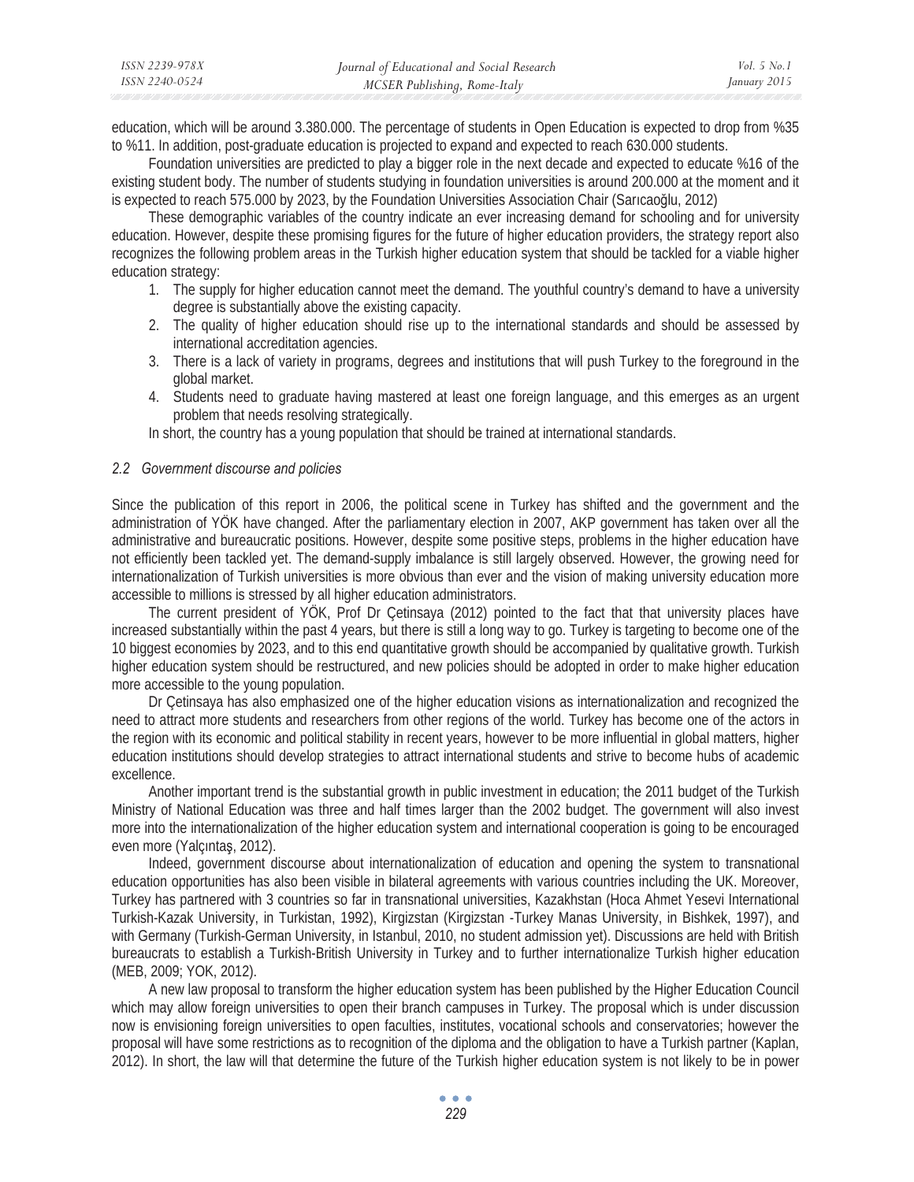education, which will be around 3.380.000. The percentage of students in Open Education is expected to drop from %35 to %11. In addition, post-graduate education is projected to expand and expected to reach 630.000 students.

Foundation universities are predicted to play a bigger role in the next decade and expected to educate %16 of the existing student body. The number of students studying in foundation universities is around 200.000 at the moment and it is expected to reach 575.000 by 2023, by the Foundation Universities Association Chair (Sarıcaoğlu, 2012)

These demographic variables of the country indicate an ever increasing demand for schooling and for university education. However, despite these promising figures for the future of higher education providers, the strategy report also recognizes the following problem areas in the Turkish higher education system that should be tackled for a viable higher education strategy:

1. The supply for higher education cannot meet the demand. The youthful country's demand to have a university degree is substantially above the existing capacity.
2. The quality of higher education should rise up to the international standards and should be assessed by international accreditation agencies.
3. There is a lack of variety in programs, degrees and institutions that will push Turkey to the foreground in the global market.
4. Students need to graduate having mastered at least one foreign language, and this emerges as an urgent problem that needs resolving strategically.

In short, the country has a young population that should be trained at international standards.

### *2.2 Government discourse and policies*

Since the publication of this report in 2006, the political scene in Turkey has shifted and the government and the administration of YÖK have changed. After the parliamentary election in 2007, AKP government has taken over all the administrative and bureaucratic positions. However, despite some positive steps, problems in the higher education have not efficiently been tackled yet. The demand-supply imbalance is still largely observed. However, the growing need for internationalization of Turkish universities is more obvious than ever and the vision of making university education more accessible to millions is stressed by all higher education administrators.

The current president of YÖK, Prof Dr Çetinsaya (2012) pointed to the fact that that university places have increased substantially within the past 4 years, but there is still a long way to go. Turkey is targeting to become one of the 10 biggest economies by 2023, and to this end quantitative growth should be accompanied by qualitative growth. Turkish higher education system should be restructured, and new policies should be adopted in order to make higher education more accessible to the young population.

Dr Çetinsaya has also emphasized one of the higher education visions as internationalization and recognized the need to attract more students and researchers from other regions of the world. Turkey has become one of the actors in the region with its economic and political stability in recent years, however to be more influential in global matters, higher education institutions should develop strategies to attract international students and strive to become hubs of academic excellence.

Another important trend is the substantial growth in public investment in education; the 2011 budget of the Turkish Ministry of National Education was three and half times larger than the 2002 budget. The government will also invest more into the internationalization of the higher education system and international cooperation is going to be encouraged even more (Yalçıntaş, 2012).

Indeed, government discourse about internationalization of education and opening the system to transnational education opportunities has also been visible in bilateral agreements with various countries including the UK. Moreover, Turkey has partnered with 3 countries so far in transnational universities, Kazakhstan (Hoca Ahmet Yesevi International Turkish-Kazak University, in Turkistan, 1992), Kirgizstan (Kirgizstan -Turkey Manas University, in Bishkek, 1997), and with Germany (Turkish-German University, in Istanbul, 2010, no student admission yet). Discussions are held with British bureaucrats to establish a Turkish-British University in Turkey and to further internationalize Turkish higher education (MEB, 2009; YOK, 2012).

A new law proposal to transform the higher education system has been published by the Higher Education Council which may allow foreign universities to open their branch campuses in Turkey. The proposal which is under discussion now is envisioning foreign universities to open faculties, institutes, vocational schools and conservatories; however the proposal will have some restrictions as to recognition of the diploma and the obligation to have a Turkish partner (Kaplan, 2012). In short, the law will that determine the future of the Turkish higher education system is not likely to be in power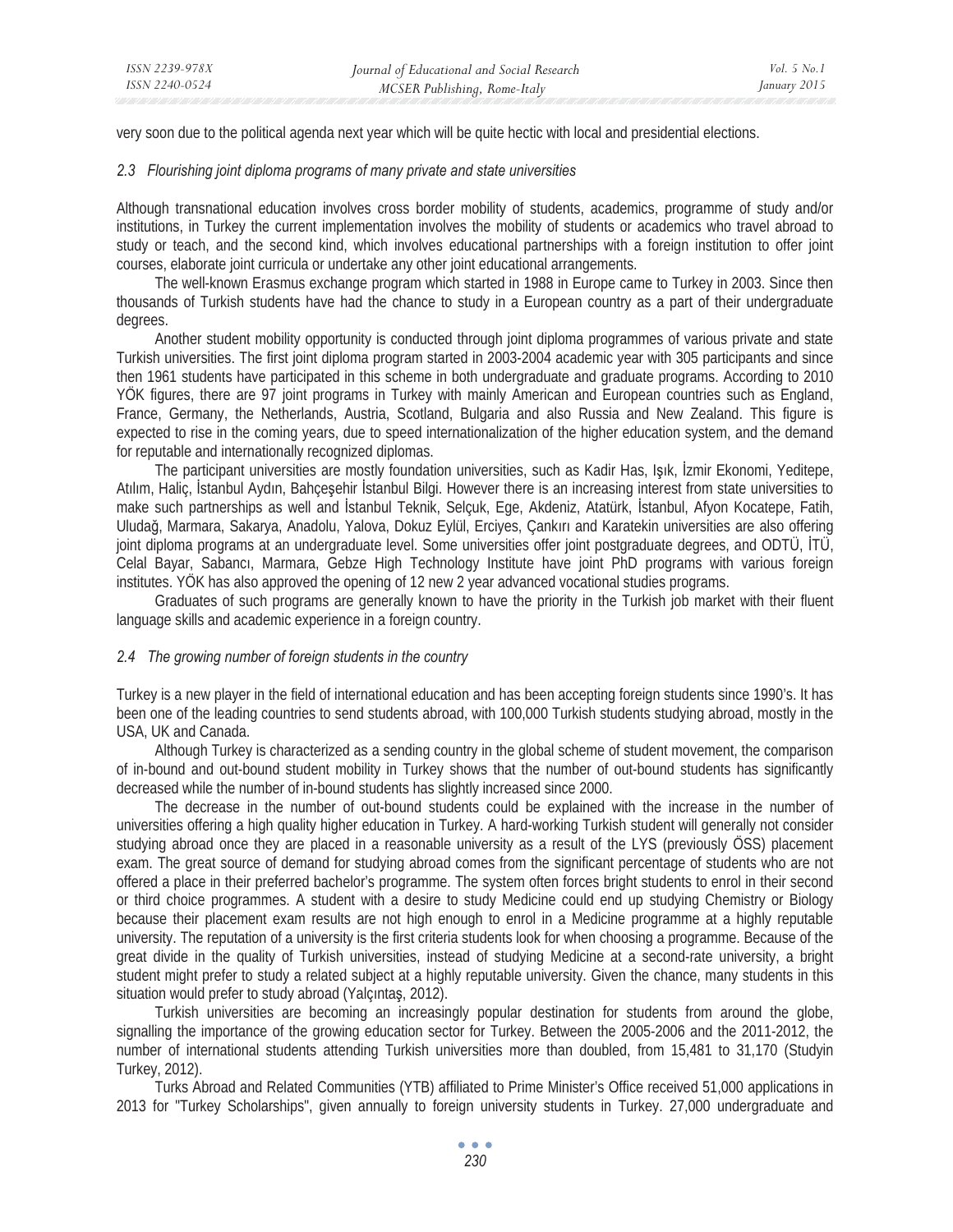very soon due to the political agenda next year which will be quite hectic with local and presidential elections.

### *2.3 Flourishing joint diploma programs of many private and state universities*

Although transnational education involves cross border mobility of students, academics, programme of study and/or institutions, in Turkey the current implementation involves the mobility of students or academics who travel abroad to study or teach, and the second kind, which involves educational partnerships with a foreign institution to offer joint courses, elaborate joint curricula or undertake any other joint educational arrangements.

The well-known Erasmus exchange program which started in 1988 in Europe came to Turkey in 2003. Since then thousands of Turkish students have had the chance to study in a European country as a part of their undergraduate degrees.

Another student mobility opportunity is conducted through joint diploma programmes of various private and state Turkish universities. The first joint diploma program started in 2003-2004 academic year with 305 participants and since then 1961 students have participated in this scheme in both undergraduate and graduate programs. According to 2010 YÖK figures, there are 97 joint programs in Turkey with mainly American and European countries such as England, France, Germany, the Netherlands, Austria, Scotland, Bulgaria and also Russia and New Zealand. This figure is expected to rise in the coming years, due to speed internationalization of the higher education system, and the demand for reputable and internationally recognized diplomas.

The participant universities are mostly foundation universities, such as Kadir Has, Işık, İzmir Ekonomi, Yeditepe, Atılım, Haliç, İstanbul Aydın, Bahçeşehir İstanbul Bilgi. However there is an increasing interest from state universities to make such partnerships as well and İstanbul Teknik, Selçuk, Ege, Akdeniz, Atatürk, İstanbul, Afyon Kocatepe, Fatih, Uludağ, Marmara, Sakarya, Anadolu, Yalova, Dokuz Eylül, Erciyes, Çankırı and Karatekin universities are also offering joint diploma programs at an undergraduate level. Some universities offer joint postgraduate degrees, and ODTÜ, İTÜ, Celal Bayar, Sabancı, Marmara, Gebze High Technology Institute have joint PhD programs with various foreign institutes. YÖK has also approved the opening of 12 new 2 year advanced vocational studies programs.

Graduates of such programs are generally known to have the priority in the Turkish job market with their fluent language skills and academic experience in a foreign country.

### *2.4 The growing number of foreign students in the country*

Turkey is a new player in the field of international education and has been accepting foreign students since 1990's. It has been one of the leading countries to send students abroad, with 100,000 Turkish students studying abroad, mostly in the USA, UK and Canada.

Although Turkey is characterized as a sending country in the global scheme of student movement, the comparison of in-bound and out-bound student mobility in Turkey shows that the number of out-bound students has significantly decreased while the number of in-bound students has slightly increased since 2000.

The decrease in the number of out-bound students could be explained with the increase in the number of universities offering a high quality higher education in Turkey. A hard-working Turkish student will generally not consider studying abroad once they are placed in a reasonable university as a result of the LYS (previously ÖSS) placement exam. The great source of demand for studying abroad comes from the significant percentage of students who are not offered a place in their preferred bachelor's programme. The system often forces bright students to enrol in their second or third choice programmes. A student with a desire to study Medicine could end up studying Chemistry or Biology because their placement exam results are not high enough to enrol in a Medicine programme at a highly reputable university. The reputation of a university is the first criteria students look for when choosing a programme. Because of the great divide in the quality of Turkish universities, instead of studying Medicine at a second-rate university, a bright student might prefer to study a related subject at a highly reputable university. Given the chance, many students in this situation would prefer to study abroad (Yalçıntaş, 2012).

Turkish universities are becoming an increasingly popular destination for students from around the globe, signalling the importance of the growing education sector for Turkey. Between the 2005-2006 and the 2011-2012, the number of international students attending Turkish universities more than doubled, from 15,481 to 31,170 (Studyin Turkey, 2012).

Turks Abroad and Related Communities (YTB) affiliated to Prime Minister's Office received 51,000 applications in 2013 for "Turkey Scholarships", given annually to foreign university students in Turkey. 27,000 undergraduate and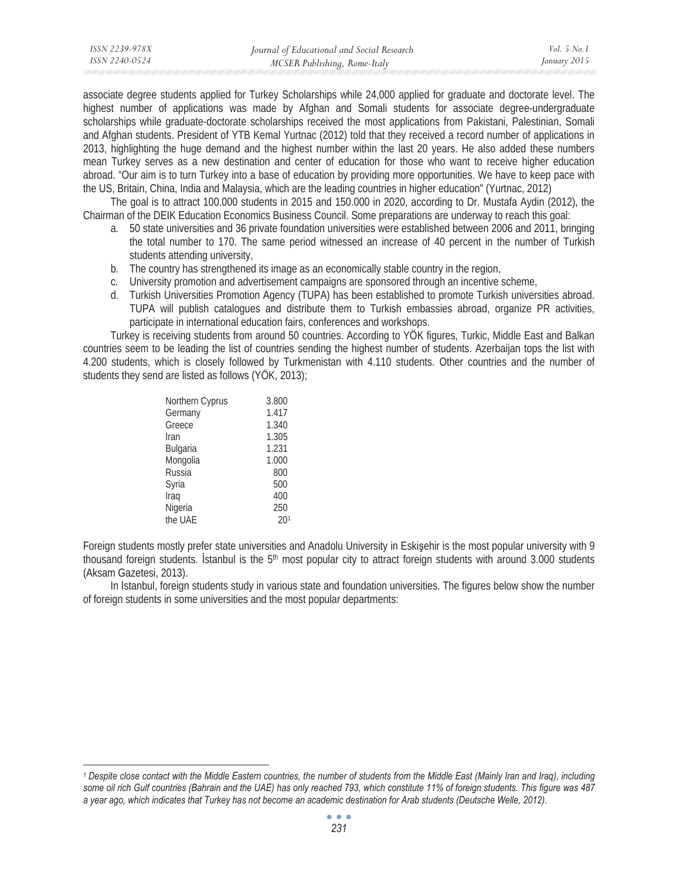associate degree students applied for Turkey Scholarships while 24,000 applied for graduate and doctorate level. The highest number of applications was made by Afghan and Somali students for associate degree-undergraduate scholarships while graduate-doctorate scholarships received the most applications from Pakistani, Palestinian, Somali and Afghan students. President of YTB Kemal Yurtnac (2012) told that they received a record number of applications in 2013, highlighting the huge demand and the highest number within the last 20 years. He also added these numbers mean Turkey serves as a new destination and center of education for those who want to receive higher education abroad. "Our aim is to turn Turkey into a base of education by providing more opportunities. We have to keep pace with the US, Britain, China, India and Malaysia, which are the leading countries in higher education" (Yurtnac, 2012)

The goal is to attract 100.000 students in 2015 and 150.000 in 2020, according to Dr. Mustafa Aydin (2012), the Chairman of the DEIK Education Economics Business Council. Some preparations are underway to reach this goal:

a. 50 state universities and 36 private foundation universities were established between 2006 and 2011, bringing the total number to 170. The same period witnessed an increase of 40 percent in the number of Turkish students attending university,
b. The country has strengthened its image as an economically stable country in the region,
c. University promotion and advertisement campaigns are sponsored through an incentive scheme,
d. Turkish Universities Promotion Agency (TUPA) has been established to promote Turkish universities abroad. TUPA will publish catalogues and distribute them to Turkish embassies abroad, organize PR activities, participate in international education fairs, conferences and workshops.

Turkey is receiving students from around 50 countries. According to YÖK figures, Turkic, Middle East and Balkan countries seem to be leading the list of countries sending the highest number of students. Azerbaijan tops the list with 4.200 students, which is closely followed by Turkmenistan with 4.110 students. Other countries and the number of students they send are listed as follows (YÖK, 2013);

| | |
|---|---|
| Northern Cyprus | 3.800 |
| Germany | 1.417 |
| Greece | 1.340 |
| Iran | 1.305 |
| Bulgaria | 1.231 |
| Mongolia | 1.000 |
| Russia | 800 |
| Syria | 500 |
| Iraq | 400 |
| Nigeria | 250 |
| the UAE | 20[1] |

Foreign students mostly prefer state universities and Anadolu University in Eskişehir is the most popular university with 9 thousand foreign students. İstanbul is the 5th most popular city to attract foreign students with around 3.000 students (Aksam Gazetesi, 2013).

In Istanbul, foreign students study in various state and foundation universities. The figures below show the number of foreign students in some universities and the most popular departments:

---

*[1] Despite close contact with the Middle Eastern countries, the number of students from the Middle East (Mainly Iran and Iraq), including some oil rich Gulf countries (Bahrain and the UAE) has only reached 793, which constitute 11% of foreign students. This figure was 487 a year ago, which indicates that Turkey has not become an academic destination for Arab students (Deutsche Welle, 2012).*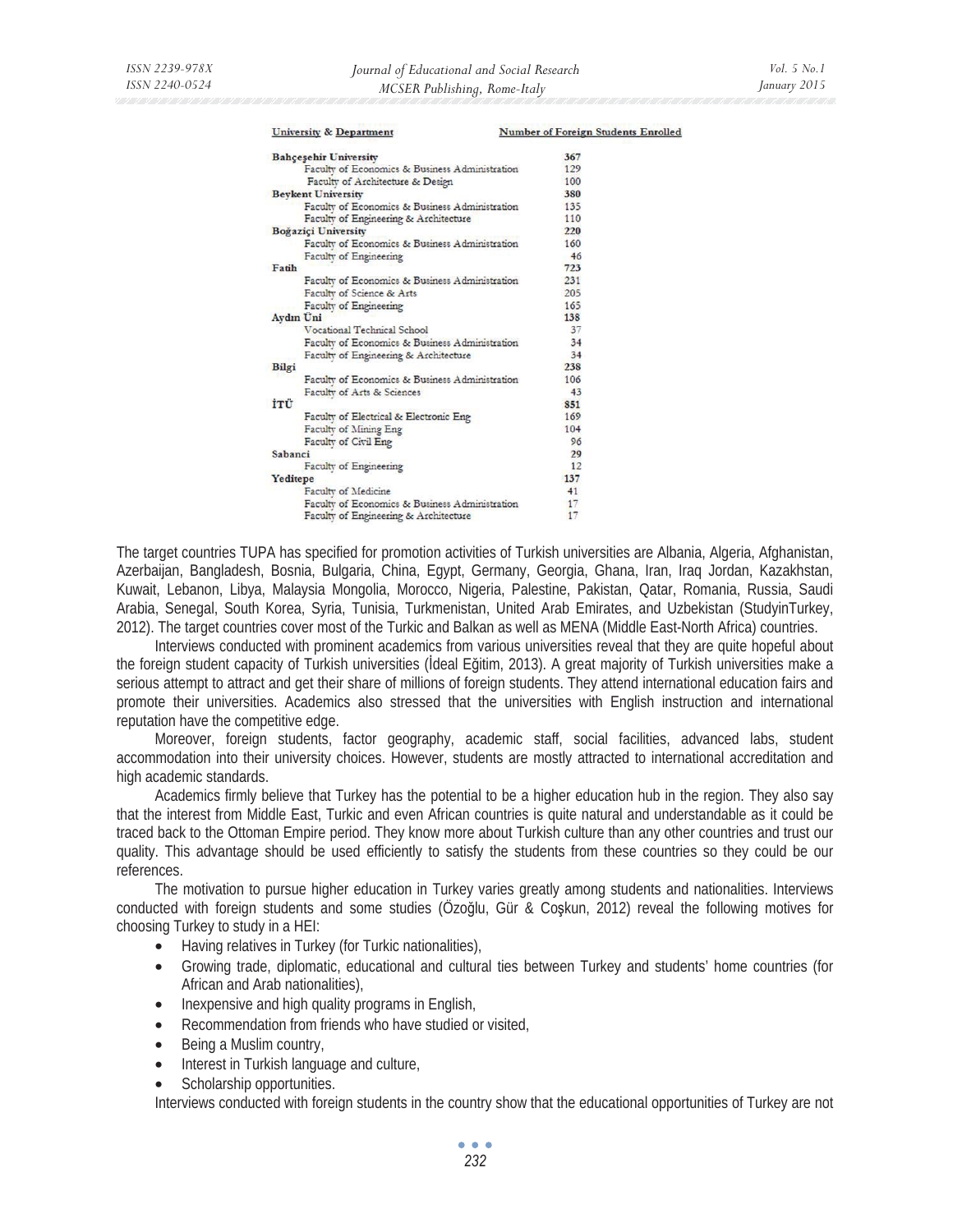| University & Department | Number of Foreign Students Enrolled |
|---|---|
| **Bahçeşehir University** | **367** |
| Faculty of Economics & Business Administration | 129 |
| Faculty of Architecture & Design | 100 |
| **Beykent University** | **380** |
| Faculty of Economics & Business Administration | 135 |
| Faculty of Engineering & Architecture | 110 |
| **Boğaziçi University** | **220** |
| Faculty of Economics & Business Administration | 160 |
| Faculty of Engineering | 46 |
| **Fatih** | **723** |
| Faculty of Economics & Business Administration | 231 |
| Faculty of Science & Arts | 205 |
| Faculty of Engineering | 165 |
| **Aydın Üni** | **138** |
| Vocational Technical School | 37 |
| Faculty of Economics & Business Administration | 34 |
| Faculty of Engineering & Architecture | 34 |
| **Bilgi** | **238** |
| Faculty of Economics & Business Administration | 106 |
| Faculty of Arts & Sciences | 43 |
| **İTÜ** | **851** |
| Faculty of Electrical & Electronic Eng | 169 |
| Faculty of Mining Eng | 104 |
| Faculty of Civil Eng | 96 |
| **Sabanci** | **29** |
| Faculty of Engineering | 12 |
| **Yeditepe** | **137** |
| Faculty of Medicine | 41 |
| Faculty of Economics & Business Administration | 17 |
| Faculty of Engineering & Architecture | 17 |

The target countries TUPA has specified for promotion activities of Turkish universities are Albania, Algeria, Afghanistan, Azerbaijan, Bangladesh, Bosnia, Bulgaria, China, Egypt, Germany, Georgia, Ghana, Iran, Iraq Jordan, Kazakhstan, Kuwait, Lebanon, Libya, Malaysia Mongolia, Morocco, Nigeria, Palestine, Pakistan, Qatar, Romania, Russia, Saudi Arabia, Senegal, South Korea, Syria, Tunisia, Turkmenistan, United Arab Emirates, and Uzbekistan (StudyinTurkey, 2012). The target countries cover most of the Turkic and Balkan as well as MENA (Middle East-North Africa) countries.

Interviews conducted with prominent academics from various universities reveal that they are quite hopeful about the foreign student capacity of Turkish universities (İdeal Eğitim, 2013). A great majority of Turkish universities make a serious attempt to attract and get their share of millions of foreign students. They attend international education fairs and promote their universities. Academics also stressed that the universities with English instruction and international reputation have the competitive edge.

Moreover, foreign students, factor geography, academic staff, social facilities, advanced labs, student accommodation into their university choices. However, students are mostly attracted to international accreditation and high academic standards.

Academics firmly believe that Turkey has the potential to be a higher education hub in the region. They also say that the interest from Middle East, Turkic and even African countries is quite natural and understandable as it could be traced back to the Ottoman Empire period. They know more about Turkish culture than any other countries and trust our quality. This advantage should be used efficiently to satisfy the students from these countries so they could be our references.

The motivation to pursue higher education in Turkey varies greatly among students and nationalities. Interviews conducted with foreign students and some studies (Özoğlu, Gür & Coşkun, 2012) reveal the following motives for choosing Turkey to study in a HEI:

- Having relatives in Turkey (for Turkic nationalities),
- Growing trade, diplomatic, educational and cultural ties between Turkey and students' home countries (for African and Arab nationalities),
- Inexpensive and high quality programs in English,
- Recommendation from friends who have studied or visited,
- Being a Muslim country,
- Interest in Turkish language and culture,
- Scholarship opportunities.

Interviews conducted with foreign students in the country show that the educational opportunities of Turkey are not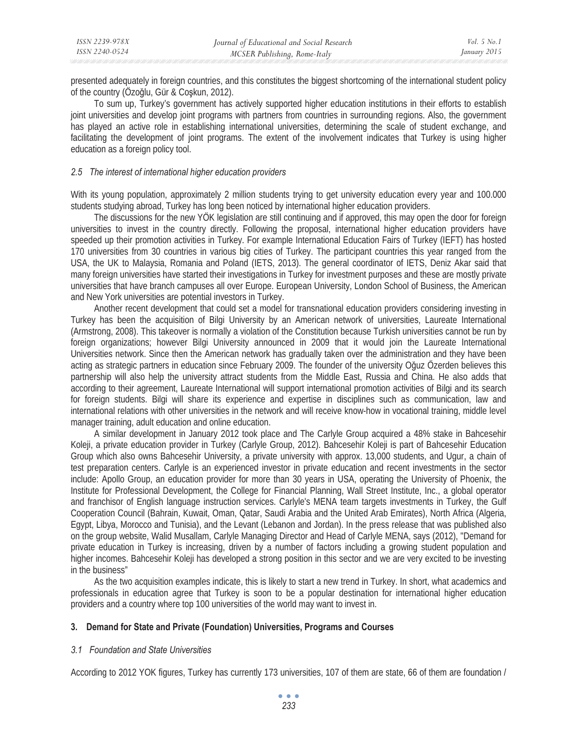presented adequately in foreign countries, and this constitutes the biggest shortcoming of the international student policy of the country (Özoğlu, Gür & Coşkun, 2012).

To sum up, Turkey's government has actively supported higher education institutions in their efforts to establish joint universities and develop joint programs with partners from countries in surrounding regions. Also, the government has played an active role in establishing international universities, determining the scale of student exchange, and facilitating the development of joint programs. The extent of the involvement indicates that Turkey is using higher education as a foreign policy tool.

### *2.5 The interest of international higher education providers*

With its young population, approximately 2 million students trying to get university education every year and 100.000 students studying abroad, Turkey has long been noticed by international higher education providers.

The discussions for the new YÖK legislation are still continuing and if approved, this may open the door for foreign universities to invest in the country directly. Following the proposal, international higher education providers have speeded up their promotion activities in Turkey. For example International Education Fairs of Turkey (IEFT) has hosted 170 universities from 30 countries in various big cities of Turkey. The participant countries this year ranged from the USA, the UK to Malaysia, Romania and Poland (IETS, 2013). The general coordinator of IETS, Deniz Akar said that many foreign universities have started their investigations in Turkey for investment purposes and these are mostly private universities that have branch campuses all over Europe. European University, London School of Business, the American and New York universities are potential investors in Turkey.

Another recent development that could set a model for transnational education providers considering investing in Turkey has been the acquisition of Bilgi University by an American network of universities, Laureate International (Armstrong, 2008). This takeover is normally a violation of the Constitution because Turkish universities cannot be run by foreign organizations; however Bilgi University announced in 2009 that it would join the Laureate International Universities network. Since then the American network has gradually taken over the administration and they have been acting as strategic partners in education since February 2009. The founder of the university Oğuz Özerden believes this partnership will also help the university attract students from the Middle East, Russia and China. He also adds that according to their agreement, Laureate International will support international promotion activities of Bilgi and its search for foreign students. Bilgi will share its experience and expertise in disciplines such as communication, law and international relations with other universities in the network and will receive know-how in vocational training, middle level manager training, adult education and online education.

A similar development in January 2012 took place and The Carlyle Group acquired a 48% stake in Bahcesehir Koleji, a private education provider in Turkey (Carlyle Group, 2012). Bahcesehir Koleji is part of Bahcesehir Education Group which also owns Bahcesehir University, a private university with approx. 13,000 students, and Ugur, a chain of test preparation centers. Carlyle is an experienced investor in private education and recent investments in the sector include: Apollo Group, an education provider for more than 30 years in USA, operating the University of Phoenix, the Institute for Professional Development, the College for Financial Planning, Wall Street Institute, Inc., a global operator and franchisor of English language instruction services. Carlyle's MENA team targets investments in Turkey, the Gulf Cooperation Council (Bahrain, Kuwait, Oman, Qatar, Saudi Arabia and the United Arab Emirates), North Africa (Algeria, Egypt, Libya, Morocco and Tunisia), and the Levant (Lebanon and Jordan). In the press release that was published also on the group website, Walid Musallam, Carlyle Managing Director and Head of Carlyle MENA, says (2012), "Demand for private education in Turkey is increasing, driven by a number of factors including a growing student population and higher incomes. Bahcesehir Koleji has developed a strong position in this sector and we are very excited to be investing in the business"

As the two acquisition examples indicate, this is likely to start a new trend in Turkey. In short, what academics and professionals in education agree that Turkey is soon to be a popular destination for international higher education providers and a country where top 100 universities of the world may want to invest in.

## **3. Demand for State and Private (Foundation) Universities, Programs and Courses**

### *3.1 Foundation and State Universities*

According to 2012 YOK figures, Turkey has currently 173 universities, 107 of them are state, 66 of them are foundation /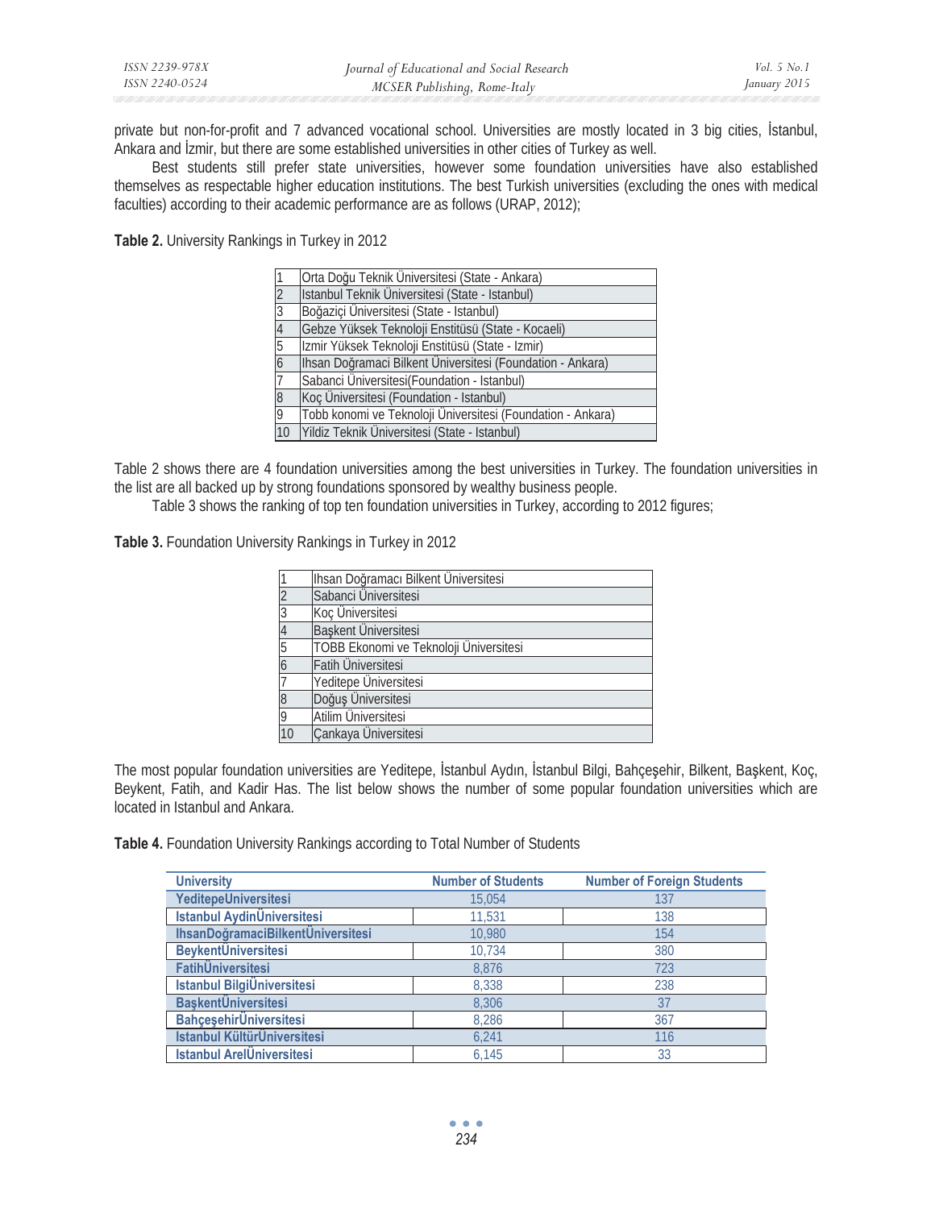private but non-for-profit and 7 advanced vocational school. Universities are mostly located in 3 big cities, İstanbul, Ankara and İzmir, but there are some established universities in other cities of Turkey as well.

Best students still prefer state universities, however some foundation universities have also established themselves as respectable higher education institutions. The best Turkish universities (excluding the ones with medical faculties) according to their academic performance are as follows (URAP, 2012);

**Table 2.** University Rankings in Turkey in 2012

| | |
|---|---|
| 1 | Orta Doğu Teknik Üniversitesi (State - Ankara) |
| 2 | Istanbul Teknik Üniversitesi (State - Istanbul) |
| 3 | Boğaziçi Üniversitesi (State - Istanbul) |
| 4 | Gebze Yüksek Teknoloji Enstitüsü (State - Kocaeli) |
| 5 | Izmir Yüksek Teknoloji Enstitüsü (State - Izmir) |
| 6 | Ihsan Doğramaci Bilkent Üniversitesi (Foundation - Ankara) |
| 7 | Sabanci Üniversitesi(Foundation - Istanbul) |
| 8 | Koç Üniversitesi (Foundation - Istanbul) |
| 9 | Tobb konomi ve Teknoloji Üniversitesi (Foundation - Ankara) |
| 10 | Yildiz Teknik Üniversitesi (State - Istanbul) |

Table 2 shows there are 4 foundation universities among the best universities in Turkey. The foundation universities in the list are all backed up by strong foundations sponsored by wealthy business people.

Table 3 shows the ranking of top ten foundation universities in Turkey, according to 2012 figures;

**Table 3.** Foundation University Rankings in Turkey in 2012

| | |
|---|---|
| 1 | Ihsan Doğramacı Bilkent Üniversitesi |
| 2 | Sabanci Üniversitesi |
| 3 | Koç Üniversitesi |
| 4 | Başkent Üniversitesi |
| 5 | TOBB Ekonomi ve Teknoloji Üniversitesi |
| 6 | Fatih Üniversitesi |
| 7 | Yeditepe Üniversitesi |
| 8 | Doğuş Üniversitesi |
| 9 | Atilim Üniversitesi |
| 10 | Çankaya Üniversitesi |

The most popular foundation universities are Yeditepe, İstanbul Aydın, İstanbul Bilgi, Bahçeşehir, Bilkent, Başkent, Koç, Beykent, Fatih, and Kadir Has. The list below shows the number of some popular foundation universities which are located in Istanbul and Ankara.

**Table 4.** Foundation University Rankings according to Total Number of Students

| University | Number of Students | Number of Foreign Students |
|---|---|---|
| YeditepeUniversitesi | 15,054 | 137 |
| Istanbul AydinÜniversitesi | 11,531 | 138 |
| IhsanDoğramaciBilkentÜniversitesi | 10,980 | 154 |
| BeykentÜniversitesi | 10,734 | 380 |
| FatihÜniversitesi | 8,876 | 723 |
| Istanbul BilgiÜniversitesi | 8,338 | 238 |
| BaşkentÜniversitesi | 8,306 | 37 |
| BahçeşehirÜniversitesi | 8,286 | 367 |
| Istanbul KültürÜniversitesi | 6,241 | 116 |
| Istanbul ArelÜniversitesi | 6,145 | 33 |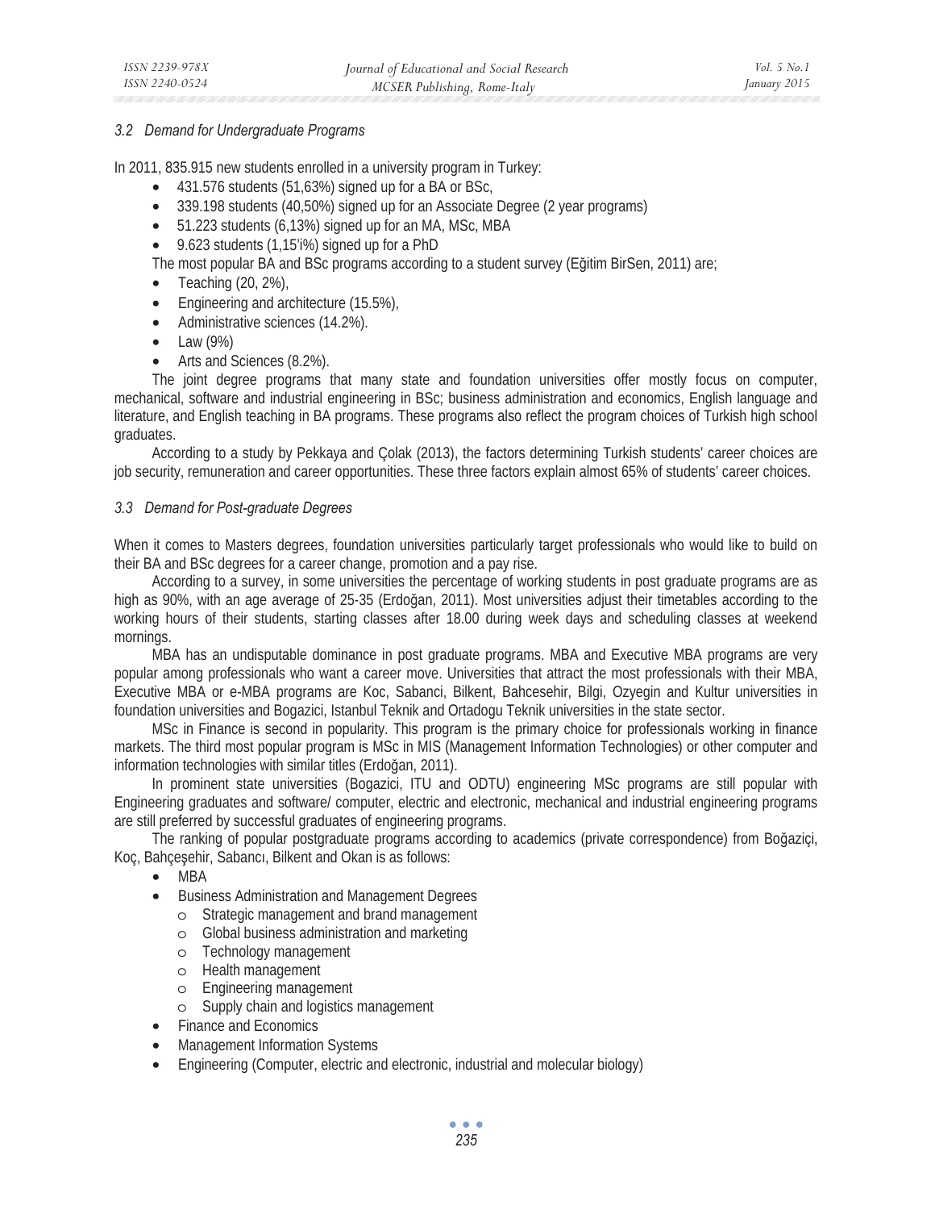### 3.2 Demand for Undergraduate Programs

In 2011, 835.915 new students enrolled in a university program in Turkey:

- 431.576 students (51,63%) signed up for a BA or BSc,
- 339.198 students (40,50%) signed up for an Associate Degree (2 year programs)
- 51.223 students (6,13%) signed up for an MA, MSc, MBA
- 9.623 students (1,15'i%) signed up for a PhD

The most popular BA and BSc programs according to a student survey (Eğitim BirSen, 2011) are;

- Teaching (20, 2%),
- Engineering and architecture (15.5%),
- Administrative sciences (14.2%).
- Law (9%)
- Arts and Sciences (8.2%).

The joint degree programs that many state and foundation universities offer mostly focus on computer, mechanical, software and industrial engineering in BSc; business administration and economics, English language and literature, and English teaching in BA programs. These programs also reflect the program choices of Turkish high school graduates.

According to a study by Pekkaya and Çolak (2013), the factors determining Turkish students' career choices are job security, remuneration and career opportunities. These three factors explain almost 65% of students' career choices.

### 3.3 Demand for Post-graduate Degrees

When it comes to Masters degrees, foundation universities particularly target professionals who would like to build on their BA and BSc degrees for a career change, promotion and a pay rise.

According to a survey, in some universities the percentage of working students in post graduate programs are as high as 90%, with an age average of 25-35 (Erdoğan, 2011). Most universities adjust their timetables according to the working hours of their students, starting classes after 18.00 during week days and scheduling classes at weekend mornings.

MBA has an undisputable dominance in post graduate programs. MBA and Executive MBA programs are very popular among professionals who want a career move. Universities that attract the most professionals with their MBA, Executive MBA or e-MBA programs are Koc, Sabanci, Bilkent, Bahcesehir, Bilgi, Ozyegin and Kultur universities in foundation universities and Bogazici, Istanbul Teknik and Ortadogu Teknik universities in the state sector.

MSc in Finance is second in popularity. This program is the primary choice for professionals working in finance markets. The third most popular program is MSc in MIS (Management Information Technologies) or other computer and information technologies with similar titles (Erdoğan, 2011).

In prominent state universities (Bogazici, ITU and ODTU) engineering MSc programs are still popular with Engineering graduates and software/ computer, electric and electronic, mechanical and industrial engineering programs are still preferred by successful graduates of engineering programs.

The ranking of popular postgraduate programs according to academics (private correspondence) from Boğaziçi, Koç, Bahçeşehir, Sabancı, Bilkent and Okan is as follows:

- MBA
- Business Administration and Management Degrees
  - Strategic management and brand management
  - Global business administration and marketing
  - Technology management
  - Health management
  - Engineering management
  - Supply chain and logistics management
- Finance and Economics
- Management Information Systems
- Engineering (Computer, electric and electronic, industrial and molecular biology)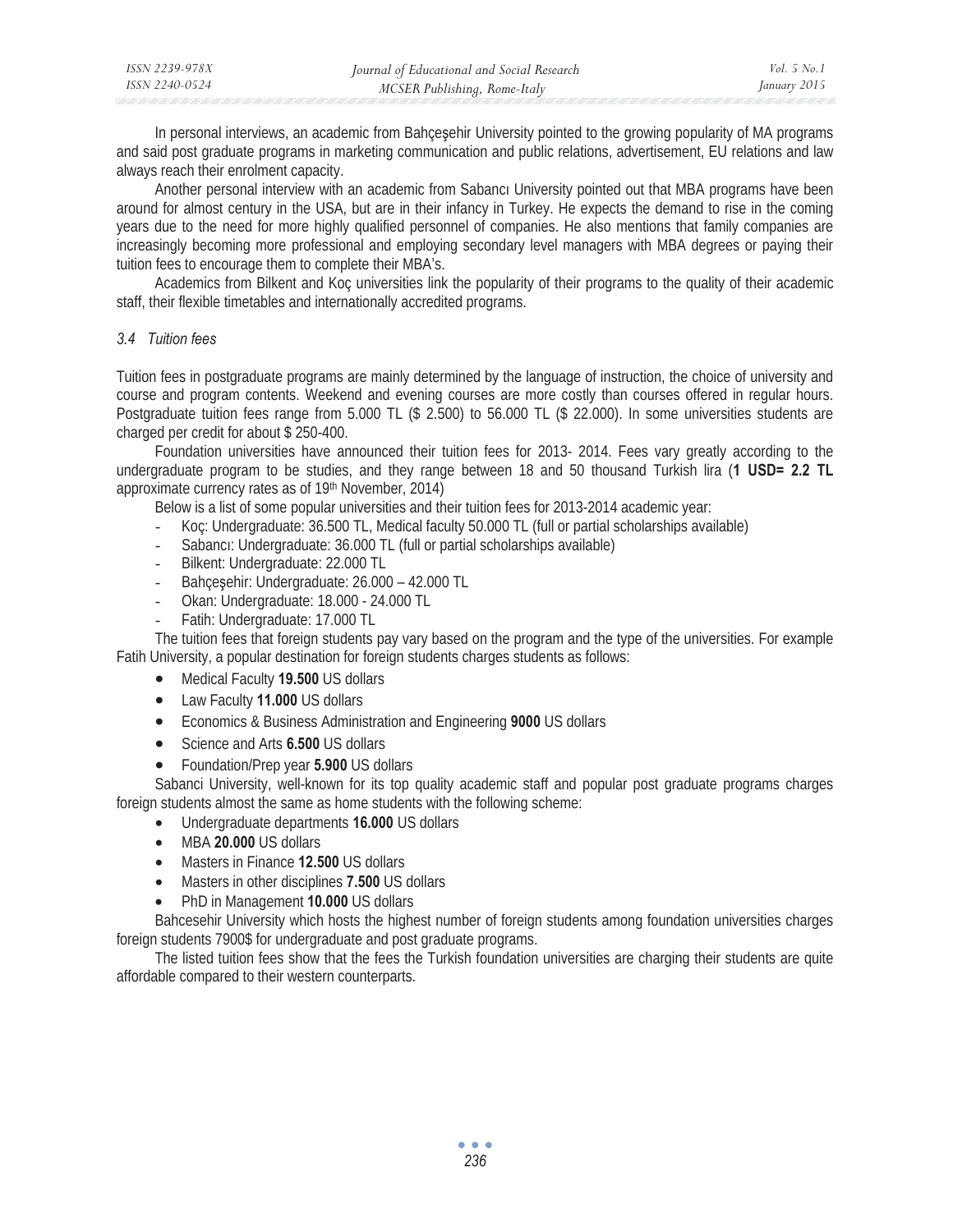In personal interviews, an academic from Bahçeşehir University pointed to the growing popularity of MA programs and said post graduate programs in marketing communication and public relations, advertisement, EU relations and law always reach their enrolment capacity.

Another personal interview with an academic from Sabancı University pointed out that MBA programs have been around for almost century in the USA, but are in their infancy in Turkey. He expects the demand to rise in the coming years due to the need for more highly qualified personnel of companies. He also mentions that family companies are increasingly becoming more professional and employing secondary level managers with MBA degrees or paying their tuition fees to encourage them to complete their MBA's.

Academics from Bilkent and Koç universities link the popularity of their programs to the quality of their academic staff, their flexible timetables and internationally accredited programs.

### *3.4 Tuition fees*

Tuition fees in postgraduate programs are mainly determined by the language of instruction, the choice of university and course and program contents. Weekend and evening courses are more costly than courses offered in regular hours. Postgraduate tuition fees range from 5.000 TL ($ 2.500) to 56.000 TL ($ 22.000). In some universities students are charged per credit for about $ 250-400.

Foundation universities have announced their tuition fees for 2013- 2014. Fees vary greatly according to the undergraduate program to be studies, and they range between 18 and 50 thousand Turkish lira (**1 USD= 2.2 TL** approximate currency rates as of 19th November, 2014)

Below is a list of some popular universities and their tuition fees for 2013-2014 academic year:

- Koç: Undergraduate: 36.500 TL, Medical faculty 50.000 TL (full or partial scholarships available)
- Sabancı: Undergraduate: 36.000 TL (full or partial scholarships available)
- Bilkent: Undergraduate: 22.000 TL
- Bahçeşehir: Undergraduate: 26.000 – 42.000 TL
- Okan: Undergraduate: 18.000 - 24.000 TL
- Fatih: Undergraduate: 17.000 TL

The tuition fees that foreign students pay vary based on the program and the type of the universities. For example Fatih University, a popular destination for foreign students charges students as follows:

- Medical Faculty **19.500** US dollars
- Law Faculty **11.000** US dollars
- Economics & Business Administration and Engineering **9000** US dollars
- Science and Arts **6.500** US dollars
- Foundation/Prep year **5.900** US dollars

Sabanci University, well-known for its top quality academic staff and popular post graduate programs charges foreign students almost the same as home students with the following scheme:

- Undergraduate departments **16.000** US dollars
- MBA **20.000** US dollars
- Masters in Finance **12.500** US dollars
- Masters in other disciplines **7.500** US dollars
- PhD in Management **10.000** US dollars

Bahcesehir University which hosts the highest number of foreign students among foundation universities charges foreign students 7900$ for undergraduate and post graduate programs.

The listed tuition fees show that the fees the Turkish foundation universities are charging their students are quite affordable compared to their western counterparts.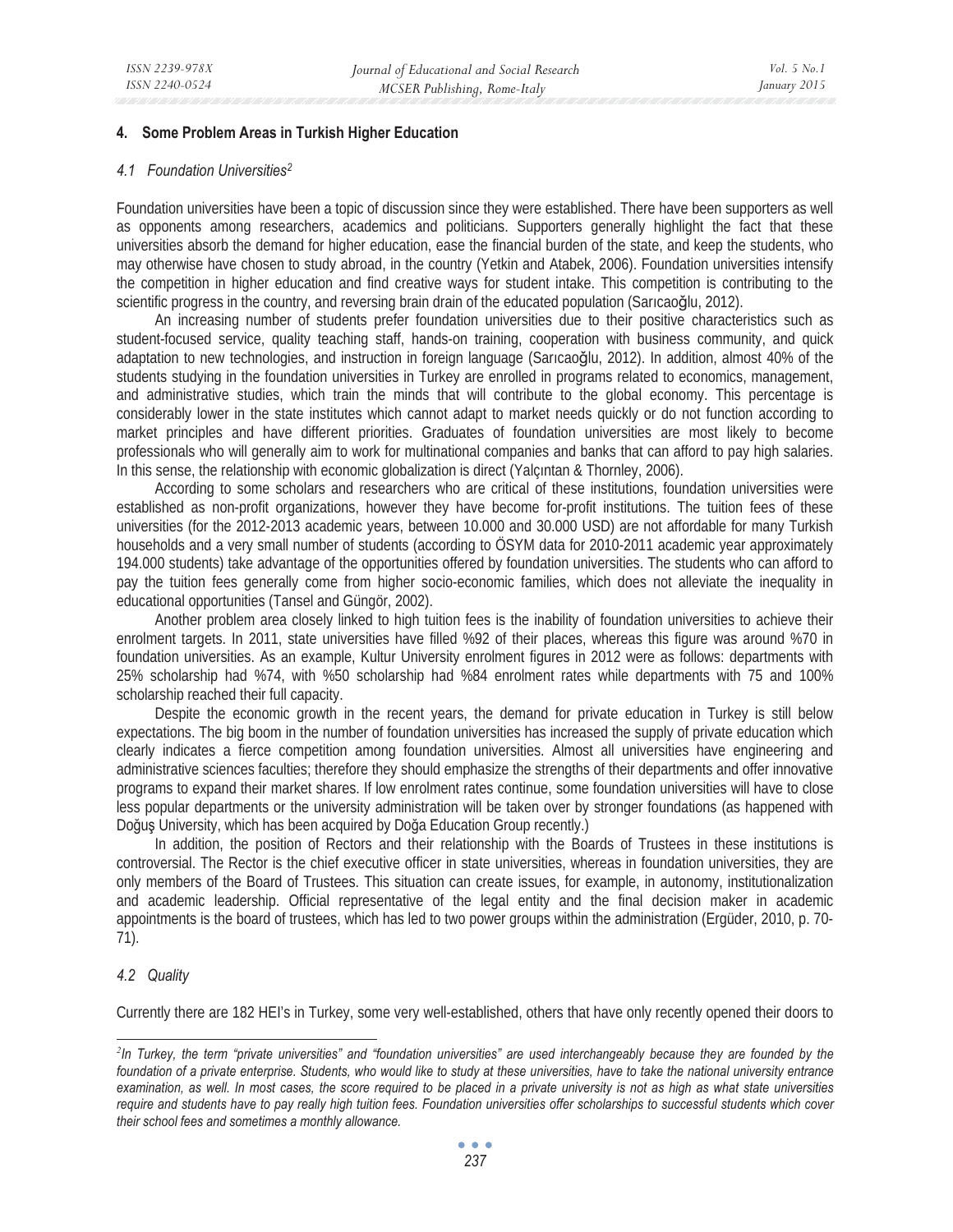## 4. Some Problem Areas in Turkish Higher Education

### *4.1 Foundation Universities*[2]

Foundation universities have been a topic of discussion since they were established. There have been supporters as well as opponents among researchers, academics and politicians. Supporters generally highlight the fact that these universities absorb the demand for higher education, ease the financial burden of the state, and keep the students, who may otherwise have chosen to study abroad, in the country (Yetkin and Atabek, 2006). Foundation universities intensify the competition in higher education and find creative ways for student intake. This competition is contributing to the scientific progress in the country, and reversing brain drain of the educated population (Sarıcaoğlu, 2012).

An increasing number of students prefer foundation universities due to their positive characteristics such as student-focused service, quality teaching staff, hands-on training, cooperation with business community, and quick adaptation to new technologies, and instruction in foreign language (Sarıcaoğlu, 2012). In addition, almost 40% of the students studying in the foundation universities in Turkey are enrolled in programs related to economics, management, and administrative studies, which train the minds that will contribute to the global economy. This percentage is considerably lower in the state institutes which cannot adapt to market needs quickly or do not function according to market principles and have different priorities. Graduates of foundation universities are most likely to become professionals who will generally aim to work for multinational companies and banks that can afford to pay high salaries. In this sense, the relationship with economic globalization is direct (Yalçıntan & Thornley, 2006).

According to some scholars and researchers who are critical of these institutions, foundation universities were established as non-profit organizations, however they have become for-profit institutions. The tuition fees of these universities (for the 2012-2013 academic years, between 10.000 and 30.000 USD) are not affordable for many Turkish households and a very small number of students (according to ÖSYM data for 2010-2011 academic year approximately 194.000 students) take advantage of the opportunities offered by foundation universities. The students who can afford to pay the tuition fees generally come from higher socio-economic families, which does not alleviate the inequality in educational opportunities (Tansel and Güngör, 2002).

Another problem area closely linked to high tuition fees is the inability of foundation universities to achieve their enrolment targets. In 2011, state universities have filled %92 of their places, whereas this figure was around %70 in foundation universities. As an example, Kultur University enrolment figures in 2012 were as follows: departments with 25% scholarship had %74, with %50 scholarship had %84 enrolment rates while departments with 75 and 100% scholarship reached their full capacity.

Despite the economic growth in the recent years, the demand for private education in Turkey is still below expectations. The big boom in the number of foundation universities has increased the supply of private education which clearly indicates a fierce competition among foundation universities. Almost all universities have engineering and administrative sciences faculties; therefore they should emphasize the strengths of their departments and offer innovative programs to expand their market shares. If low enrolment rates continue, some foundation universities will have to close less popular departments or the university administration will be taken over by stronger foundations (as happened with Doğuş University, which has been acquired by Doğa Education Group recently.)

In addition, the position of Rectors and their relationship with the Boards of Trustees in these institutions is controversial. The Rector is the chief executive officer in state universities, whereas in foundation universities, they are only members of the Board of Trustees. This situation can create issues, for example, in autonomy, institutionalization and academic leadership. Official representative of the legal entity and the final decision maker in academic appointments is the board of trustees, which has led to two power groups within the administration (Ergüder, 2010, p. 70-71).

### *4.2 Quality*

Currently there are 182 HEI's in Turkey, some very well-established, others that have only recently opened their doors to

---

*[2] In Turkey, the term "private universities" and "foundation universities" are used interchangeably because they are founded by the foundation of a private enterprise. Students, who would like to study at these universities, have to take the national university entrance examination, as well. In most cases, the score required to be placed in a private university is not as high as what state universities require and students have to pay really high tuition fees. Foundation universities offer scholarships to successful students which cover their school fees and sometimes a monthly allowance.*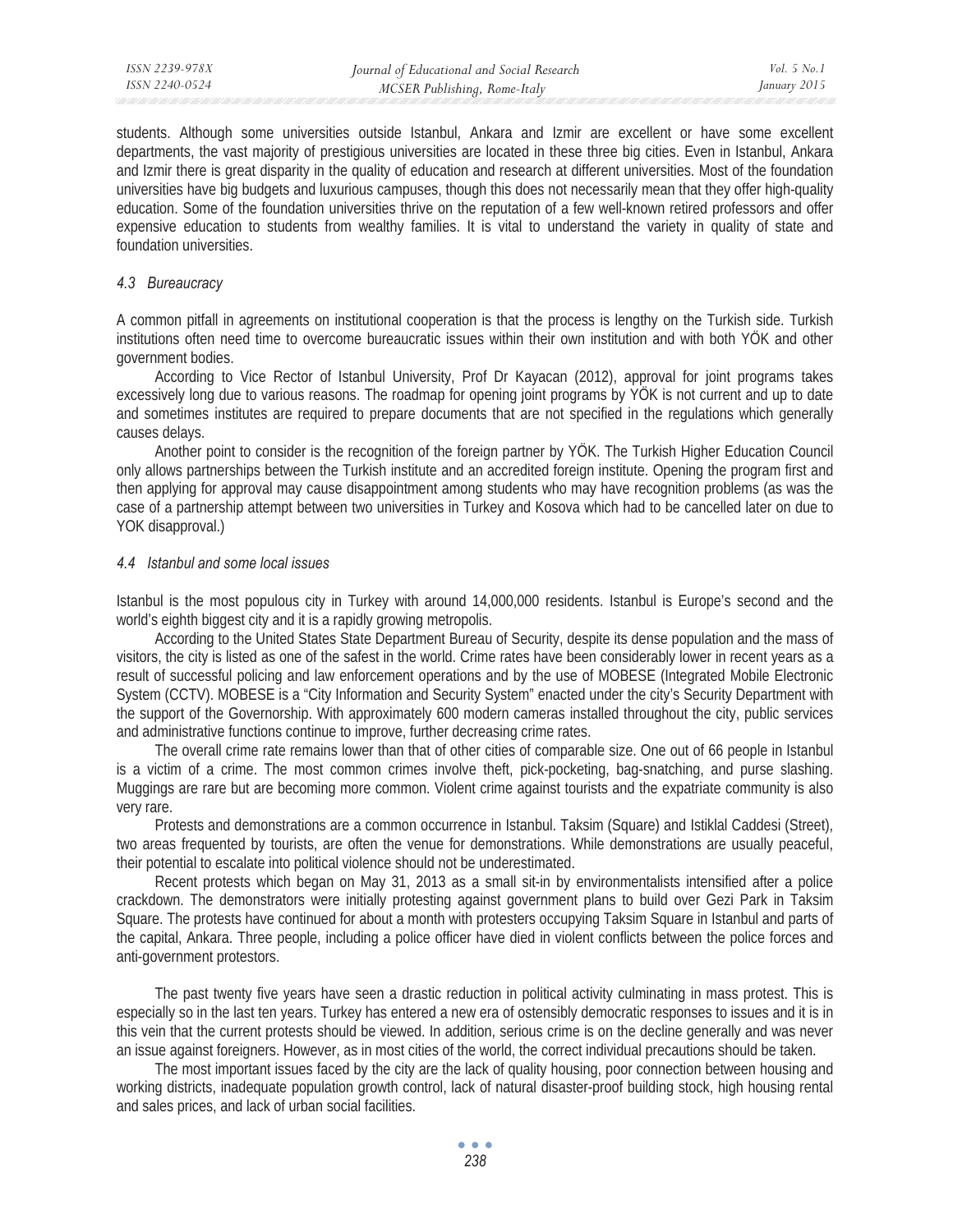students. Although some universities outside Istanbul, Ankara and Izmir are excellent or have some excellent departments, the vast majority of prestigious universities are located in these three big cities. Even in Istanbul, Ankara and Izmir there is great disparity in the quality of education and research at different universities. Most of the foundation universities have big budgets and luxurious campuses, though this does not necessarily mean that they offer high-quality education. Some of the foundation universities thrive on the reputation of a few well-known retired professors and offer expensive education to students from wealthy families. It is vital to understand the variety in quality of state and foundation universities.

### *4.3 Bureaucracy*

A common pitfall in agreements on institutional cooperation is that the process is lengthy on the Turkish side. Turkish institutions often need time to overcome bureaucratic issues within their own institution and with both YÖK and other government bodies.

According to Vice Rector of Istanbul University, Prof Dr Kayacan (2012), approval for joint programs takes excessively long due to various reasons. The roadmap for opening joint programs by YÖK is not current and up to date and sometimes institutes are required to prepare documents that are not specified in the regulations which generally causes delays.

Another point to consider is the recognition of the foreign partner by YÖK. The Turkish Higher Education Council only allows partnerships between the Turkish institute and an accredited foreign institute. Opening the program first and then applying for approval may cause disappointment among students who may have recognition problems (as was the case of a partnership attempt between two universities in Turkey and Kosova which had to be cancelled later on due to YOK disapproval.)

### *4.4 Istanbul and some local issues*

Istanbul is the most populous city in Turkey with around 14,000,000 residents. Istanbul is Europe's second and the world's eighth biggest city and it is a rapidly growing metropolis.

According to the United States State Department Bureau of Security, despite its dense population and the mass of visitors, the city is listed as one of the safest in the world. Crime rates have been considerably lower in recent years as a result of successful policing and law enforcement operations and by the use of MOBESE (Integrated Mobile Electronic System (CCTV). MOBESE is a "City Information and Security System" enacted under the city's Security Department with the support of the Governorship. With approximately 600 modern cameras installed throughout the city, public services and administrative functions continue to improve, further decreasing crime rates.

The overall crime rate remains lower than that of other cities of comparable size. One out of 66 people in Istanbul is a victim of a crime. The most common crimes involve theft, pick-pocketing, bag-snatching, and purse slashing. Muggings are rare but are becoming more common. Violent crime against tourists and the expatriate community is also very rare.

Protests and demonstrations are a common occurrence in Istanbul. Taksim (Square) and Istiklal Caddesi (Street), two areas frequented by tourists, are often the venue for demonstrations. While demonstrations are usually peaceful, their potential to escalate into political violence should not be underestimated.

Recent protests which began on May 31, 2013 as a small sit-in by environmentalists intensified after a police crackdown. The demonstrators were initially protesting against government plans to build over Gezi Park in Taksim Square. The protests have continued for about a month with protesters occupying Taksim Square in Istanbul and parts of the capital, Ankara. Three people, including a police officer have died in violent conflicts between the police forces and anti-government protestors.

The past twenty five years have seen a drastic reduction in political activity culminating in mass protest. This is especially so in the last ten years. Turkey has entered a new era of ostensibly democratic responses to issues and it is in this vein that the current protests should be viewed. In addition, serious crime is on the decline generally and was never an issue against foreigners. However, as in most cities of the world, the correct individual precautions should be taken.

The most important issues faced by the city are the lack of quality housing, poor connection between housing and working districts, inadequate population growth control, lack of natural disaster-proof building stock, high housing rental and sales prices, and lack of urban social facilities.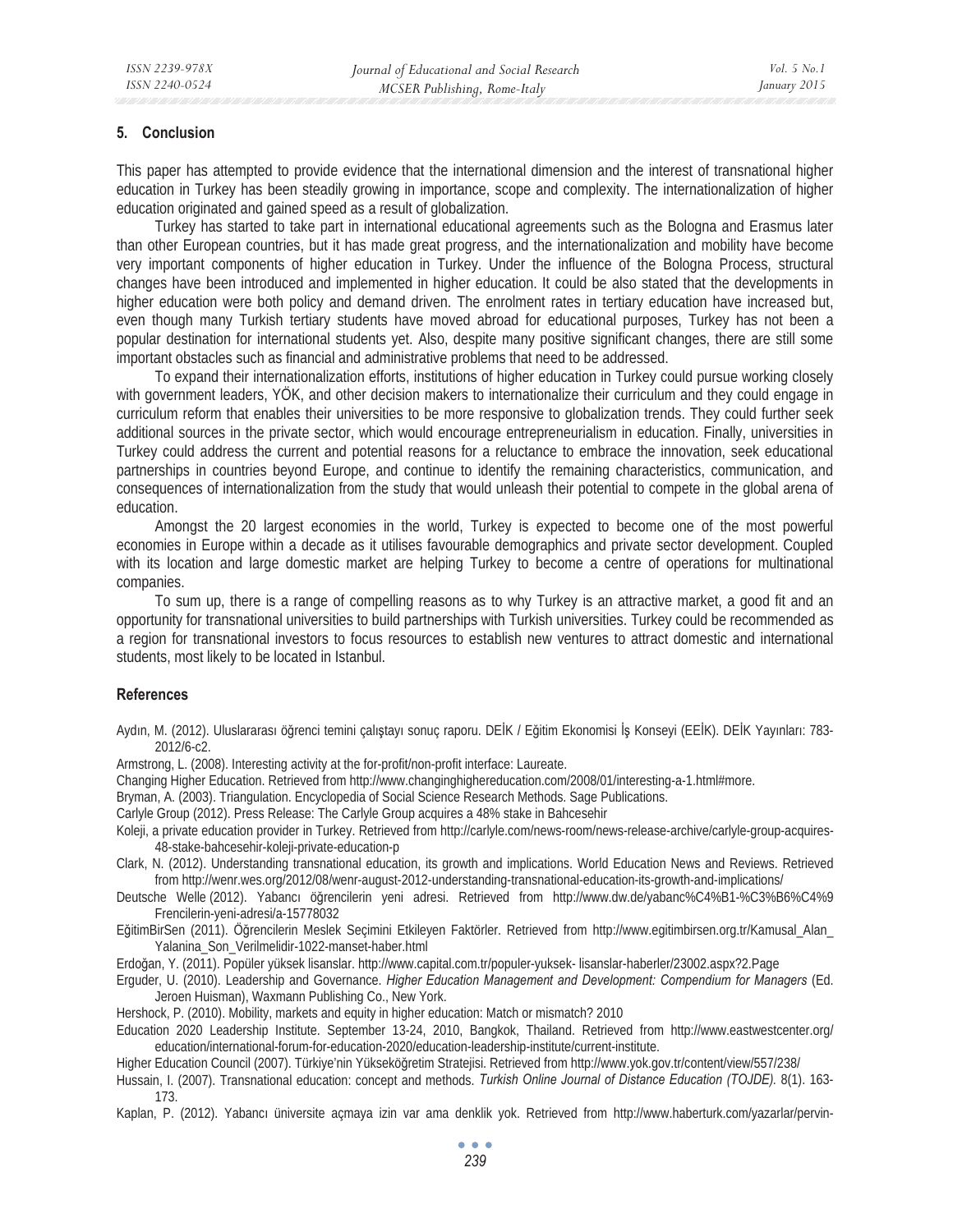## 5. Conclusion

This paper has attempted to provide evidence that the international dimension and the interest of transnational higher education in Turkey has been steadily growing in importance, scope and complexity. The internationalization of higher education originated and gained speed as a result of globalization.

Turkey has started to take part in international educational agreements such as the Bologna and Erasmus later than other European countries, but it has made great progress, and the internationalization and mobility have become very important components of higher education in Turkey. Under the influence of the Bologna Process, structural changes have been introduced and implemented in higher education. It could be also stated that the developments in higher education were both policy and demand driven. The enrolment rates in tertiary education have increased but, even though many Turkish tertiary students have moved abroad for educational purposes, Turkey has not been a popular destination for international students yet. Also, despite many positive significant changes, there are still some important obstacles such as financial and administrative problems that need to be addressed.

To expand their internationalization efforts, institutions of higher education in Turkey could pursue working closely with government leaders, YÖK, and other decision makers to internationalize their curriculum and they could engage in curriculum reform that enables their universities to be more responsive to globalization trends. They could further seek additional sources in the private sector, which would encourage entrepreneurialism in education. Finally, universities in Turkey could address the current and potential reasons for a reluctance to embrace the innovation, seek educational partnerships in countries beyond Europe, and continue to identify the remaining characteristics, communication, and consequences of internationalization from the study that would unleash their potential to compete in the global arena of education.

Amongst the 20 largest economies in the world, Turkey is expected to become one of the most powerful economies in Europe within a decade as it utilises favourable demographics and private sector development. Coupled with its location and large domestic market are helping Turkey to become a centre of operations for multinational companies.

To sum up, there is a range of compelling reasons as to why Turkey is an attractive market, a good fit and an opportunity for transnational universities to build partnerships with Turkish universities. Turkey could be recommended as a region for transnational investors to focus resources to establish new ventures to attract domestic and international students, most likely to be located in Istanbul.

## References

Aydın, M. (2012). Uluslararası öğrenci temini çalıştayı sonuç raporu. DEİK / Eğitim Ekonomisi İş Konseyi (EEİK). DEİK Yayınları: 783-2012/6-c2.

Armstrong, L. (2008). Interesting activity at the for-profit/non-profit interface: Laureate.

Changing Higher Education. Retrieved from http://www.changinghighereducation.com/2008/01/interesting-a-1.html#more.

Bryman, A. (2003). Triangulation. Encyclopedia of Social Science Research Methods. Sage Publications.

Carlyle Group (2012). Press Release: The Carlyle Group acquires a 48% stake in Bahcesehir

Koleji, a private education provider in Turkey. Retrieved from http://carlyle.com/news-room/news-release-archive/carlyle-group-acquires-48-stake-bahcesehir-koleji-private-education-p

Clark, N. (2012). Understanding transnational education, its growth and implications. World Education News and Reviews. Retrieved from http://wenr.wes.org/2012/08/wenr-august-2012-understanding-transnational-education-its-growth-and-implications/

Deutsche Welle (2012). Yabancı öğrencilerin yeni adresi. Retrieved from http://www.dw.de/yabanc%C4%B1-%C3%B6%C4%9Frencilerin-yeni-adresi/a-15778032

EğitimBirSen (2011). Öğrencilerin Meslek Seçimini Etkileyen Faktörler. Retrieved from http://www.egitimbirsen.org.tr/Kamusal_Alan_Yalanina_Son_Verilmelidir-1022-manset-haber.html

Erdoğan, Y. (2011). Popüler yüksek lisanslar. http://www.capital.com.tr/populer-yuksek- lisanslar-haberler/23002.aspx?2.Page

Erguder, U. (2010). Leadership and Governance. *Higher Education Management and Development: Compendium for Managers* (Ed. Jeroen Huisman), Waxmann Publishing Co., New York.

Hershock, P. (2010). Mobility, markets and equity in higher education: Match or mismatch? 2010

Education 2020 Leadership Institute. September 13-24, 2010, Bangkok, Thailand. Retrieved from http://www.eastwestcenter.org/education/international-forum-for-education-2020/education-leadership-institute/current-institute.

Higher Education Council (2007). Türkiye'nin Yükseköğretim Stratejisi. Retrieved from http://www.yok.gov.tr/content/view/557/238/

Hussain, I. (2007). Transnational education: concept and methods. *Turkish Online Journal of Distance Education (TOJDE).* 8(1). 163-173.

Kaplan, P. (2012). Yabancı üniversite açmaya izin var ama denklik yok. Retrieved from http://www.haberturk.com/yazarlar/pervin-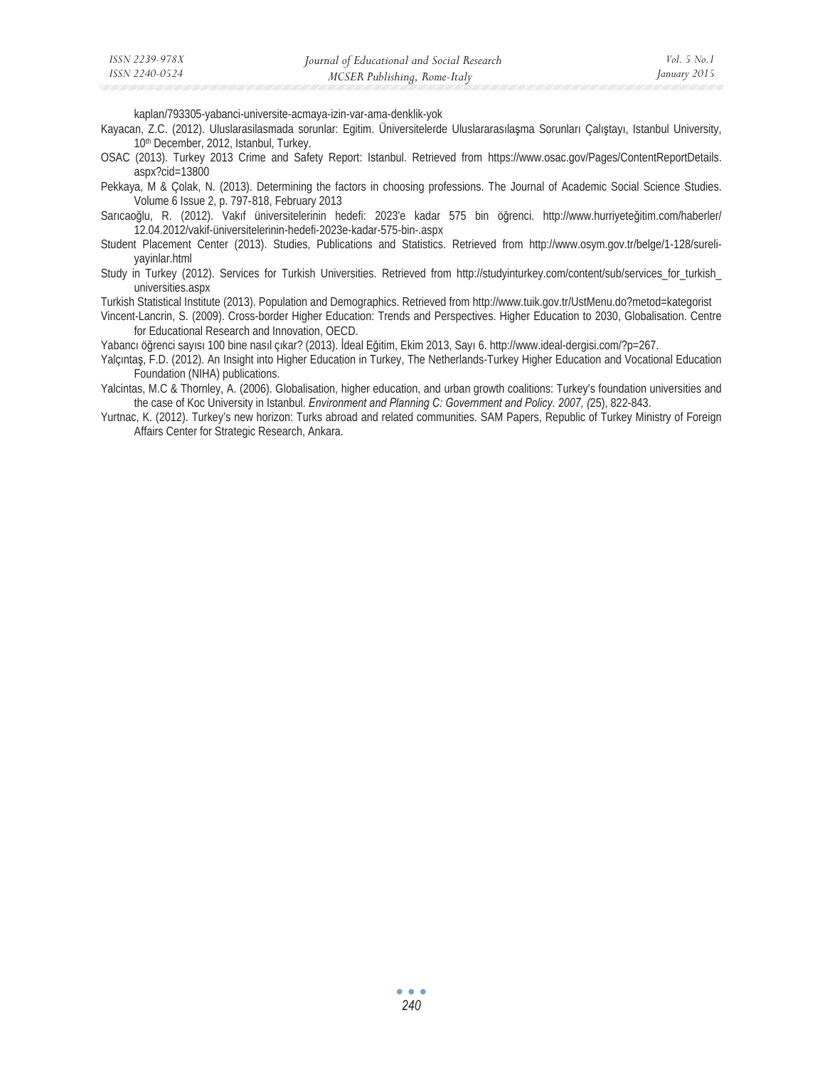kaplan/793305-yabanci-universite-acmaya-izin-var-ama-denklik-yok

Kayacan, Z.C. (2012). Uluslarasilasmada sorunlar: Egitim. Üniversitelerde Uluslararasılaşma Sorunları Çalıştayı, Istanbul University, 10th December, 2012, Istanbul, Turkey.

OSAC (2013). Turkey 2013 Crime and Safety Report: Istanbul. Retrieved from https://www.osac.gov/Pages/ContentReportDetails.aspx?cid=13800

Pekkaya, M & Çolak, N. (2013). Determining the factors in choosing professions. The Journal of Academic Social Science Studies. Volume 6 Issue 2, p. 797-818, February 2013

Sarıcaoğlu, R. (2012). Vakıf üniversitelerinin hedefi: 2023'e kadar 575 bin öğrenci. http://www.hurriyeteğitim.com/haberler/12.04.2012/vakif-üniversitelerinin-hedefi-2023e-kadar-575-bin-.aspx

Student Placement Center (2013). Studies, Publications and Statistics. Retrieved from http://www.osym.gov.tr/belge/1-128/sureli-yayinlar.html

Study in Turkey (2012). Services for Turkish Universities. Retrieved from http://studyinturkey.com/content/sub/services_for_turkish_universities.aspx

Turkish Statistical Institute (2013). Population and Demographics. Retrieved from http://www.tuik.gov.tr/UstMenu.do?metod=kategorist

Vincent-Lancrin, S. (2009). Cross-border Higher Education: Trends and Perspectives. Higher Education to 2030, Globalisation. Centre for Educational Research and Innovation, OECD.

Yabancı öğrenci sayısı 100 bine nasıl çıkar? (2013). İdeal Eğitim, Ekim 2013, Sayı 6. http://www.ideal-dergisi.com/?p=267.

Yalçıntaş, F.D. (2012). An Insight into Higher Education in Turkey, The Netherlands-Turkey Higher Education and Vocational Education Foundation (NIHA) publications.

Yalcintas, M.C & Thornley, A. (2006). Globalisation, higher education, and urban growth coalitions: Turkey's foundation universities and the case of Koc University in Istanbul. *Environment and Planning C: Government and Policy. 2007, (*25), 822-843.

Yurtnac, K. (2012). Turkey's new horizon: Turks abroad and related communities. SAM Papers, Republic of Turkey Ministry of Foreign Affairs Center for Strategic Research, Ankara.